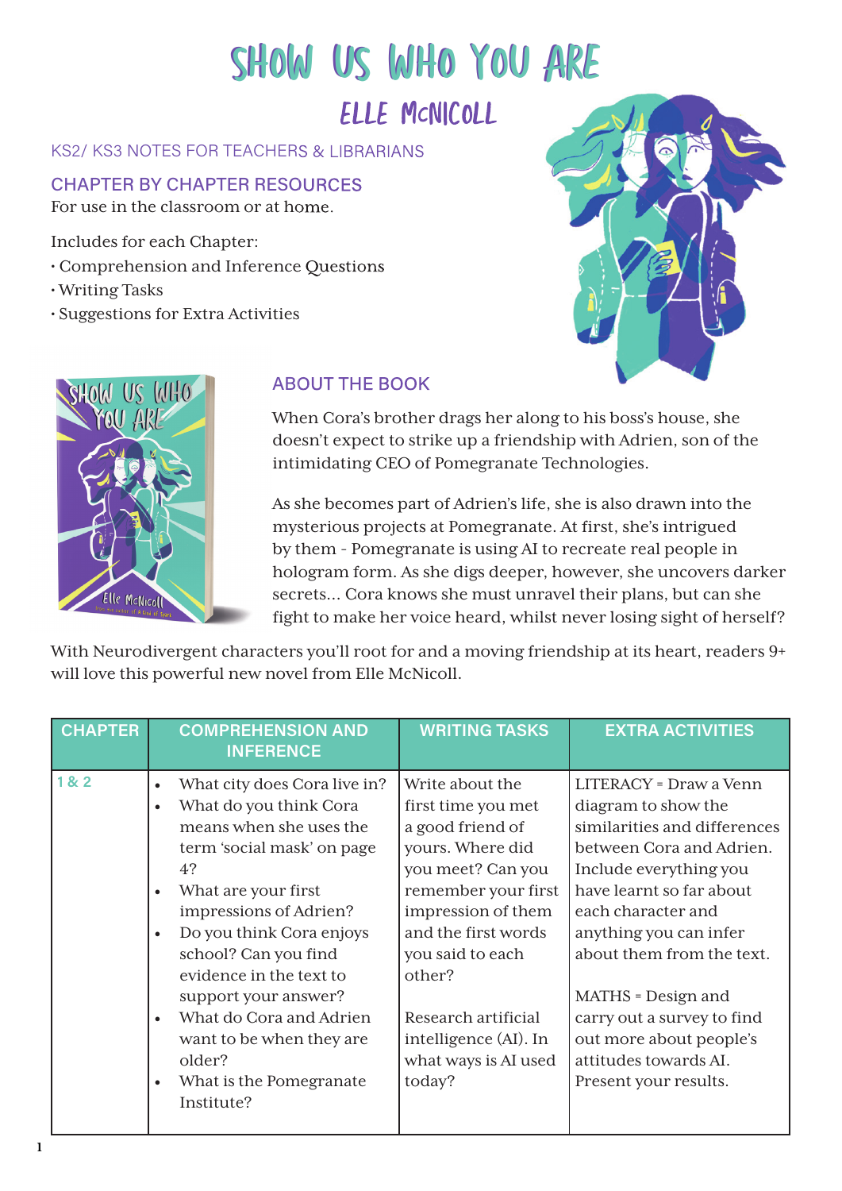# SHOW US WHO YOU ARE

## ELLE McNICOLL

KS2/ KS3 NOTES FOR TEACHERS & LIBRARIANS

### CHAPTER BY CHAPTER RESOURCES

For use in the classroom or at home.

Includes for each Chapter:
- Comprehension and Inference Questions
- Writing Tasks
- Suggestions for Extra Activities

### ABOUT THE BOOK

When Cora's brother drags her along to his boss's house, she doesn't expect to strike up a friendship with Adrien, son of the intimidating CEO of Pomegranate Technologies.

As she becomes part of Adrien's life, she is also drawn into the mysterious projects at Pomegranate. At first, she's intrigued by them - Pomegranate is using AI to recreate real people in hologram form. As she digs deeper, however, she uncovers darker secrets... Cora knows she must unravel their plans, but can she fight to make her voice heard, whilst never losing sight of herself?

With Neurodivergent characters you'll root for and a moving friendship at its heart, readers 9+ will love this powerful new novel from Elle McNicoll.

| CHAPTER | COMPREHENSION AND INFERENCE | WRITING TASKS | EXTRA ACTIVITIES |
|---|---|---|---|
| 1 & 2 | • What city does Cora live in?<br>• What do you think Cora means when she uses the term 'social mask' on page 4?<br>• What are your first impressions of Adrien?<br>• Do you think Cora enjoys school? Can you find evidence in the text to support your answer?<br>• What do Cora and Adrien want to be when they are older?<br>• What is the Pomegranate Institute? | Write about the first time you met a good friend of yours. Where did you meet? Can you remember your first impression of them and the first words you said to each other?<br><br>Research artificial intelligence (AI). In what ways is AI used today? | LITERACY = Draw a Venn diagram to show the similarities and differences between Cora and Adrien. Include everything you have learnt so far about each character and anything you can infer about them from the text.<br><br>MATHS = Design and carry out a survey to find out more about people's attitudes towards AI. Present your results. |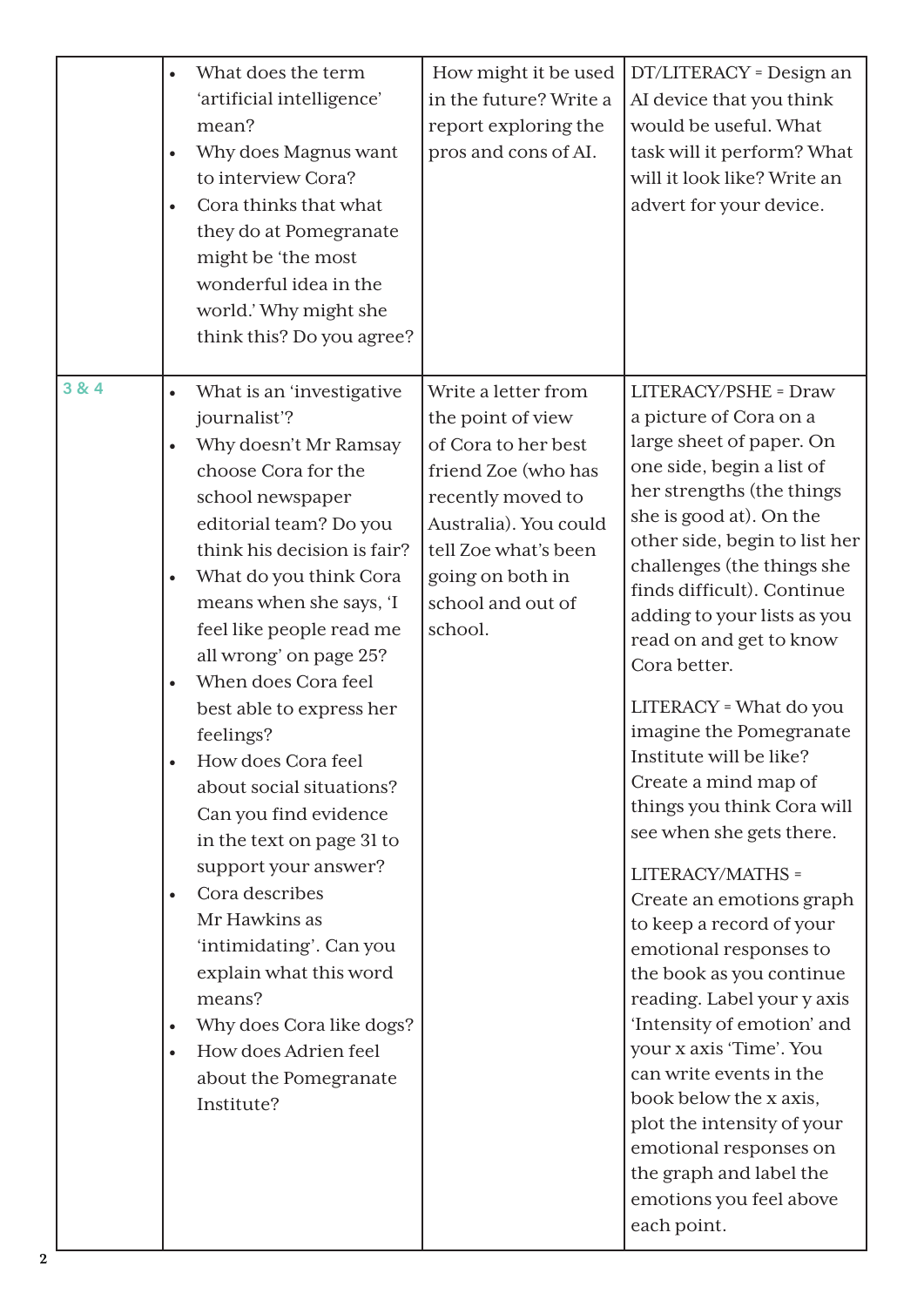| | | | |
|---|---|---|---|
| | • What does the term 'artificial intelligence' mean?<br>• Why does Magnus want to interview Cora?<br>• Cora thinks that what they do at Pomegranate might be 'the most wonderful idea in the world.' Why might she think this? Do you agree? | How might it be used in the future? Write a report exploring the pros and cons of AI. | DT/LITERACY = Design an AI device that you think would be useful. What task will it perform? What will it look like? Write an advert for your device. |
| 3 & 4 | • What is an 'investigative journalist'?<br>• Why doesn't Mr Ramsay choose Cora for the school newspaper editorial team? Do you think his decision is fair?<br>• What do you think Cora means when she says, 'I feel like people read me all wrong' on page 25?<br>• When does Cora feel best able to express her feelings?<br>• How does Cora feel about social situations? Can you find evidence in the text on page 31 to support your answer?<br>• Cora describes Mr Hawkins as 'intimidating'. Can you explain what this word means?<br>• Why does Cora like dogs?<br>• How does Adrien feel about the Pomegranate Institute? | Write a letter from the point of view of Cora to her best friend Zoe (who has recently moved to Australia). You could tell Zoe what's been going on both in school and out of school. | LITERACY/PSHE = Draw a picture of Cora on a large sheet of paper. On one side, begin a list of her strengths (the things she is good at). On the other side, begin to list her challenges (the things she finds difficult). Continue adding to your lists as you read on and get to know Cora better.<br><br>LITERACY = What do you imagine the Pomegranate Institute will be like? Create a mind map of things you think Cora will see when she gets there.<br><br>LITERACY/MATHS = Create an emotions graph to keep a record of your emotional responses to the book as you continue reading. Label your y axis 'Intensity of emotion' and your x axis 'Time'. You can write events in the book below the x axis, plot the intensity of your emotional responses on the graph and label the emotions you feel above each point. |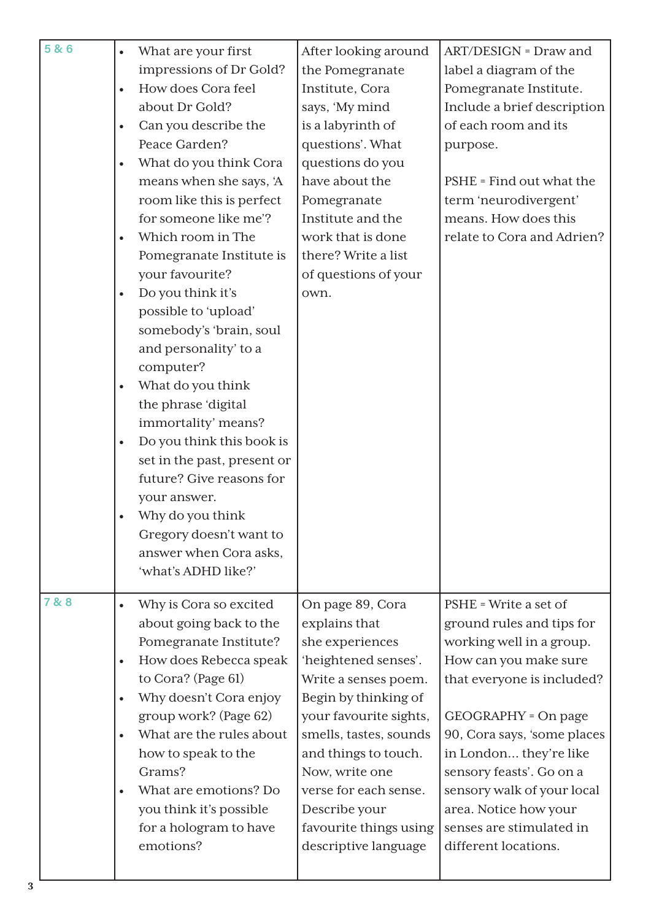| | | | |
|---|---|---|---|
| 5 & 6 | • What are your first impressions of Dr Gold?<br>• How does Cora feel about Dr Gold?<br>• Can you describe the Peace Garden?<br>• What do you think Cora means when she says, 'A room like this is perfect for someone like me'?<br>• Which room in The Pomegranate Institute is your favourite?<br>• Do you think it's possible to 'upload' somebody's 'brain, soul and personality' to a computer?<br>• What do you think the phrase 'digital immortality' means?<br>• Do you think this book is set in the past, present or future? Give reasons for your answer.<br>• Why do you think Gregory doesn't want to answer when Cora asks, 'what's ADHD like?' | After looking around the Pomegranate Institute, Cora says, 'My mind is a labyrinth of questions'. What questions do you have about the Pomegranate Institute and the work that is done there? Write a list of questions of your own. | ART/DESIGN = Draw and label a diagram of the Pomegranate Institute. Include a brief description of each room and its purpose.<br><br>PSHE = Find out what the term 'neurodivergent' means. How does this relate to Cora and Adrien? |
| 7 & 8 | • Why is Cora so excited about going back to the Pomegranate Institute?<br>• How does Rebecca speak to Cora? (Page 61)<br>• Why doesn't Cora enjoy group work? (Page 62)<br>• What are the rules about how to speak to the Grams?<br>• What are emotions? Do you think it's possible for a hologram to have emotions? | On page 89, Cora explains that she experiences 'heightened senses'. Write a senses poem. Begin by thinking of your favourite sights, smells, tastes, sounds and things to touch. Now, write one verse for each sense. Describe your favourite things using descriptive language | PSHE = Write a set of ground rules and tips for working well in a group. How can you make sure that everyone is included?<br><br>GEOGRAPHY = On page 90, Cora says, 'some places in London... they're like sensory feasts'. Go on a sensory walk of your local area. Notice how your senses are stimulated in different locations. |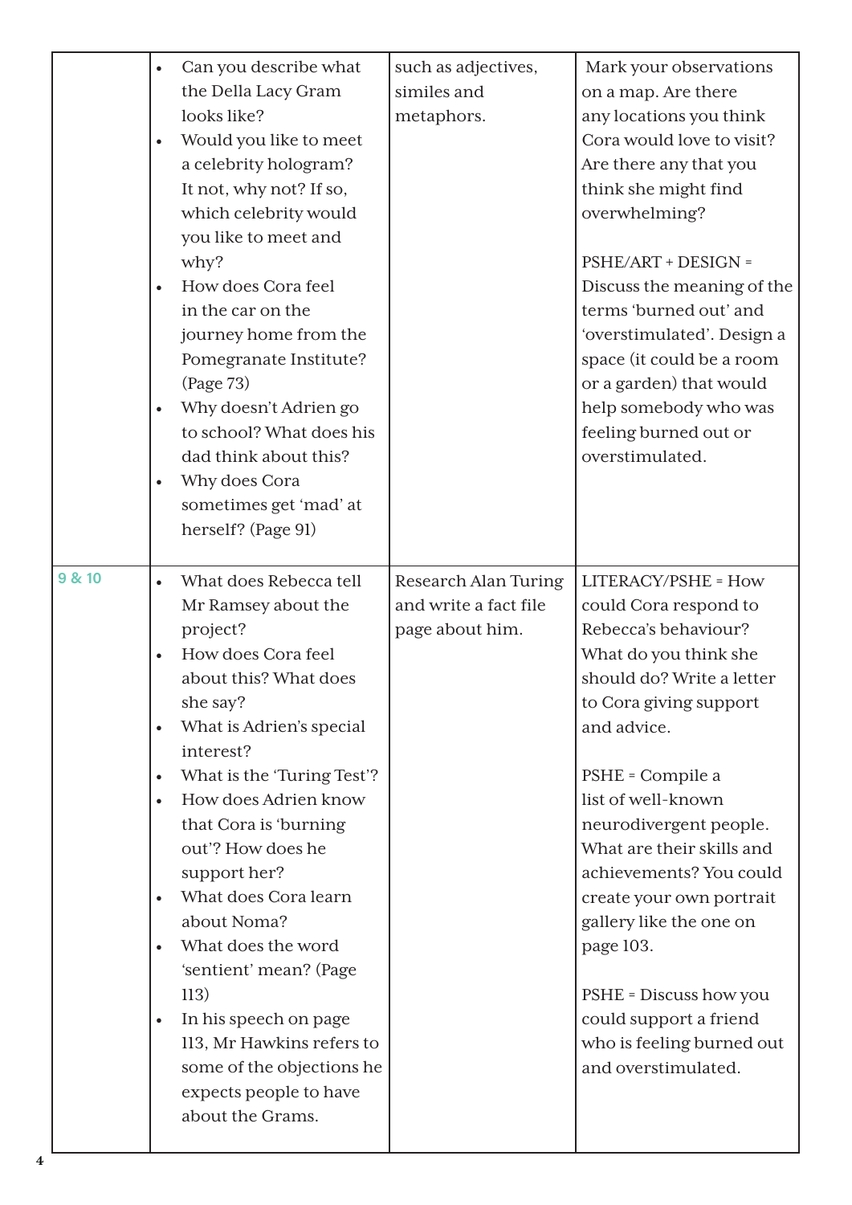|  |  |  |  |
|---|---|---|---|
|  | • Can you describe what the Della Lacy Gram looks like?<br>• Would you like to meet a celebrity hologram? It not, why not? If so, which celebrity would you like to meet and why?<br>• How does Cora feel in the car on the journey home from the Pomegranate Institute? (Page 73)<br>• Why doesn't Adrien go to school? What does his dad think about this?<br>• Why does Cora sometimes get 'mad' at herself? (Page 91) | such as adjectives, similes and metaphors. | Mark your observations on a map. Are there any locations you think Cora would love to visit? Are there any that you think she might find overwhelming?<br><br>PSHE/ART + DESIGN = Discuss the meaning of the terms 'burned out' and 'overstimulated'. Design a space (it could be a room or a garden) that would help somebody who was feeling burned out or overstimulated. |
| 9 & 10 | • What does Rebecca tell Mr Ramsey about the project?<br>• How does Cora feel about this? What does she say?<br>• What is Adrien's special interest?<br>• What is the 'Turing Test'?<br>• How does Adrien know that Cora is 'burning out'? How does he support her?<br>• What does Cora learn about Noma?<br>• What does the word 'sentient' mean? (Page 113)<br>• In his speech on page 113, Mr Hawkins refers to some of the objections he expects people to have about the Grams. | Research Alan Turing and write a fact file page about him. | LITERACY/PSHE = How could Cora respond to Rebecca's behaviour? What do you think she should do? Write a letter to Cora giving support and advice.<br><br>PSHE = Compile a list of well-known neurodivergent people. What are their skills and achievements? You could create your own portrait gallery like the one on page 103.<br><br>PSHE = Discuss how you could support a friend who is feeling burned out and overstimulated. |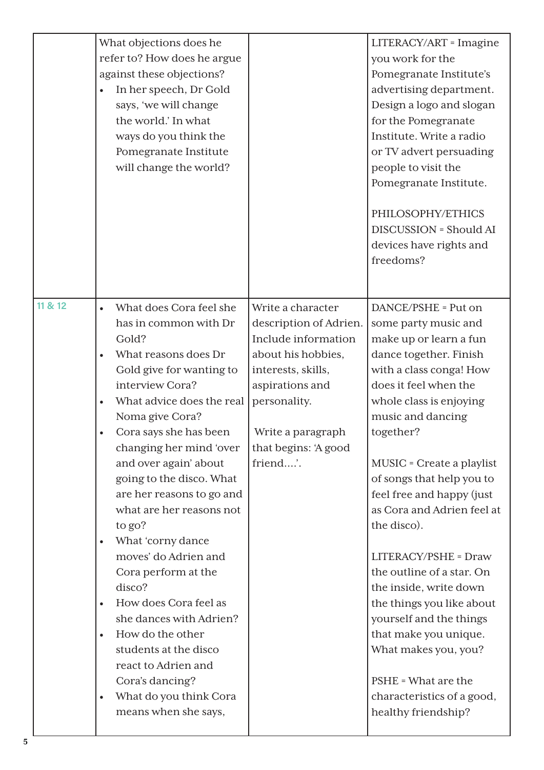| | | | |
|---|---|---|---|
| | What objections does he refer to? How does he argue against these objections?<br>• In her speech, Dr Gold says, 'we will change the world.' In what ways do you think the Pomegranate Institute will change the world? | | LITERACY/ART = Imagine you work for the Pomegranate Institute's advertising department. Design a logo and slogan for the Pomegranate Institute. Write a radio or TV advert persuading people to visit the Pomegranate Institute.<br><br>PHILOSOPHY/ETHICS DISCUSSION = Should AI devices have rights and freedoms? |
| 11 & 12 | • What does Cora feel she has in common with Dr Gold?<br>• What reasons does Dr Gold give for wanting to interview Cora?<br>• What advice does the real Noma give Cora?<br>• Cora says she has been changing her mind 'over and over again' about going to the disco. What are her reasons to go and what are her reasons not to go?<br>• What 'corny dance moves' do Adrien and Cora perform at the disco?<br>• How does Cora feel as she dances with Adrien?<br>• How do the other students at the disco react to Adrien and Cora's dancing?<br>• What do you think Cora means when she says, | Write a character description of Adrien. Include information about his hobbies, interests, skills, aspirations and personality.<br><br>Write a paragraph that begins: 'A good friend....'. | DANCE/PSHE = Put on some party music and make up or learn a fun dance together. Finish with a class conga! How does it feel when the whole class is enjoying music and dancing together?<br><br>MUSIC = Create a playlist of songs that help you to feel free and happy (just as Cora and Adrien feel at the disco).<br><br>LITERACY/PSHE = Draw the outline of a star. On the inside, write down the things you like about yourself and the things that make you unique. What makes you, you?<br><br>PSHE = What are the characteristics of a good, healthy friendship? |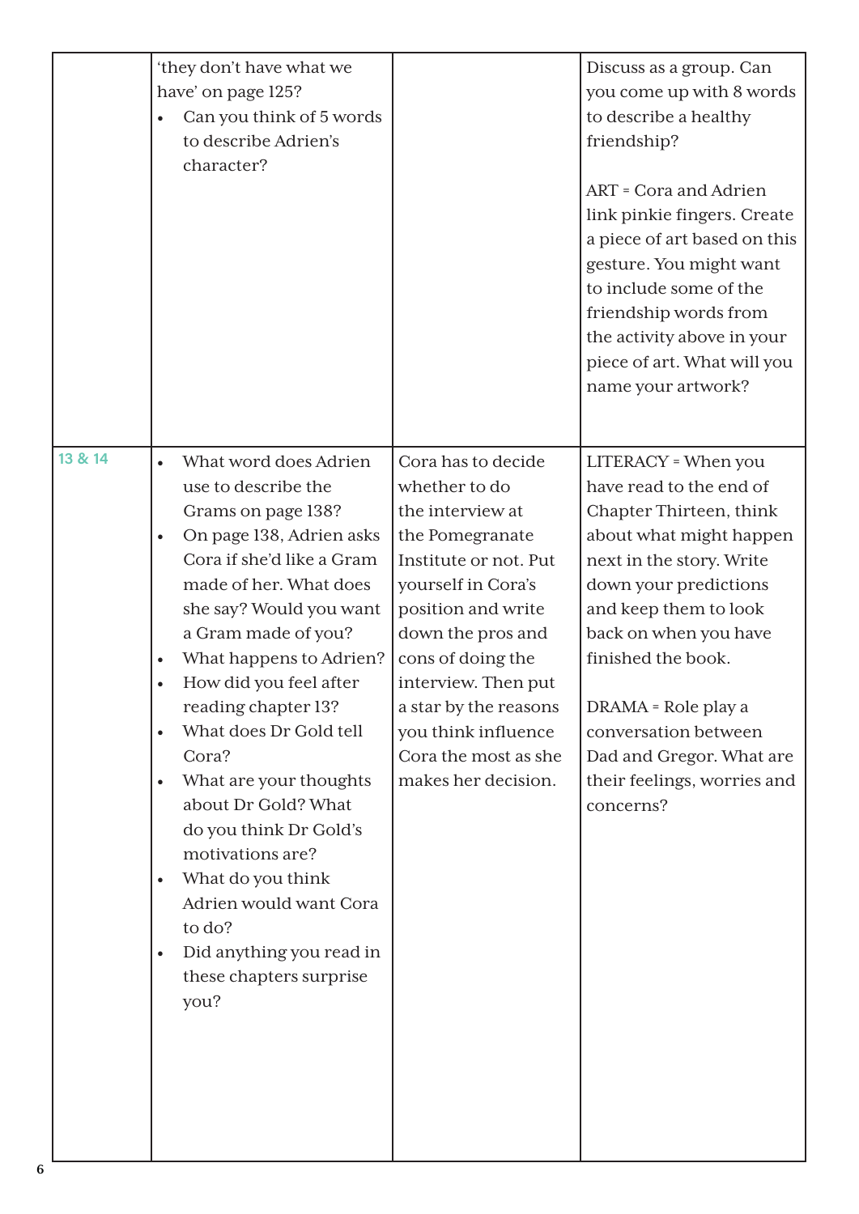| | | | |
|---|---|---|---|
| | 'they don't have what we have' on page 125?<br>• Can you think of 5 words to describe Adrien's character? | | Discuss as a group. Can you come up with 8 words to describe a healthy friendship?<br><br>ART = Cora and Adrien link pinkie fingers. Create a piece of art based on this gesture. You might want to include some of the friendship words from the activity above in your piece of art. What will you name your artwork? |
| 13 & 14 | • What word does Adrien use to describe the Grams on page 138?<br>• On page 138, Adrien asks Cora if she'd like a Gram made of her. What does she say? Would you want a Gram made of you?<br>• What happens to Adrien?<br>• How did you feel after reading chapter 13?<br>• What does Dr Gold tell Cora?<br>• What are your thoughts about Dr Gold? What do you think Dr Gold's motivations are?<br>• What do you think Adrien would want Cora to do?<br>• Did anything you read in these chapters surprise you? | Cora has to decide whether to do the interview at the Pomegranate Institute or not. Put yourself in Cora's position and write down the pros and cons of doing the interview. Then put a star by the reasons you think influence Cora the most as she makes her decision. | LITERACY = When you have read to the end of Chapter Thirteen, think about what might happen next in the story. Write down your predictions and keep them to look back on when you have finished the book.<br><br>DRAMA = Role play a conversation between Dad and Gregor. What are their feelings, worries and concerns? |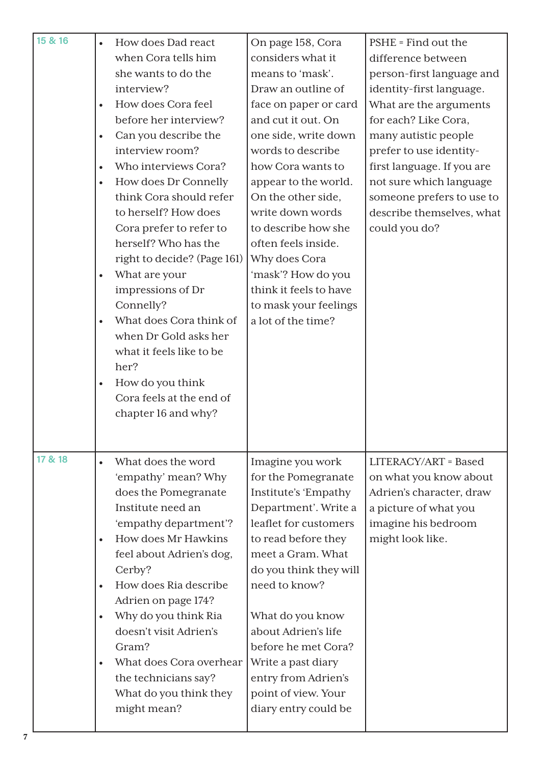| | | | |
|---|---|---|---|
| 15 & 16 | • How does Dad react when Cora tells him she wants to do the interview?<br>• How does Cora feel before her interview?<br>• Can you describe the interview room?<br>• Who interviews Cora?<br>• How does Dr Connelly think Cora should refer to herself? How does Cora prefer to refer to herself? Who has the right to decide? (Page 161)<br>• What are your impressions of Dr Connelly?<br>• What does Cora think of when Dr Gold asks her what it feels like to be her?<br>• How do you think Cora feels at the end of chapter 16 and why? | On page 158, Cora considers what it means to 'mask'. Draw an outline of face on paper or card and cut it out. On one side, write down words to describe how Cora wants to appear to the world. On the other side, write down words to describe how she often feels inside. Why does Cora 'mask'? How do you think it feels to have to mask your feelings a lot of the time? | PSHE = Find out the difference between person-first language and identity-first language. What are the arguments for each? Like Cora, many autistic people prefer to use identity-first language. If you are not sure which language someone prefers to use to describe themselves, what could you do? |
| 17 & 18 | • What does the word 'empathy' mean? Why does the Pomegranate Institute need an 'empathy department'?<br>• How does Mr Hawkins feel about Adrien's dog, Cerby?<br>• How does Ria describe Adrien on page 174?<br>• Why do you think Ria doesn't visit Adrien's Gram?<br>• What does Cora overhear the technicians say? What do you think they might mean? | Imagine you work for the Pomegranate Institute's 'Empathy Department'. Write a leaflet for customers to read before they meet a Gram. What do you think they will need to know?<br><br>What do you know about Adrien's life before he met Cora? Write a past diary entry from Adrien's point of view. Your diary entry could be | LITERACY/ART = Based on what you know about Adrien's character, draw a picture of what you imagine his bedroom might look like. |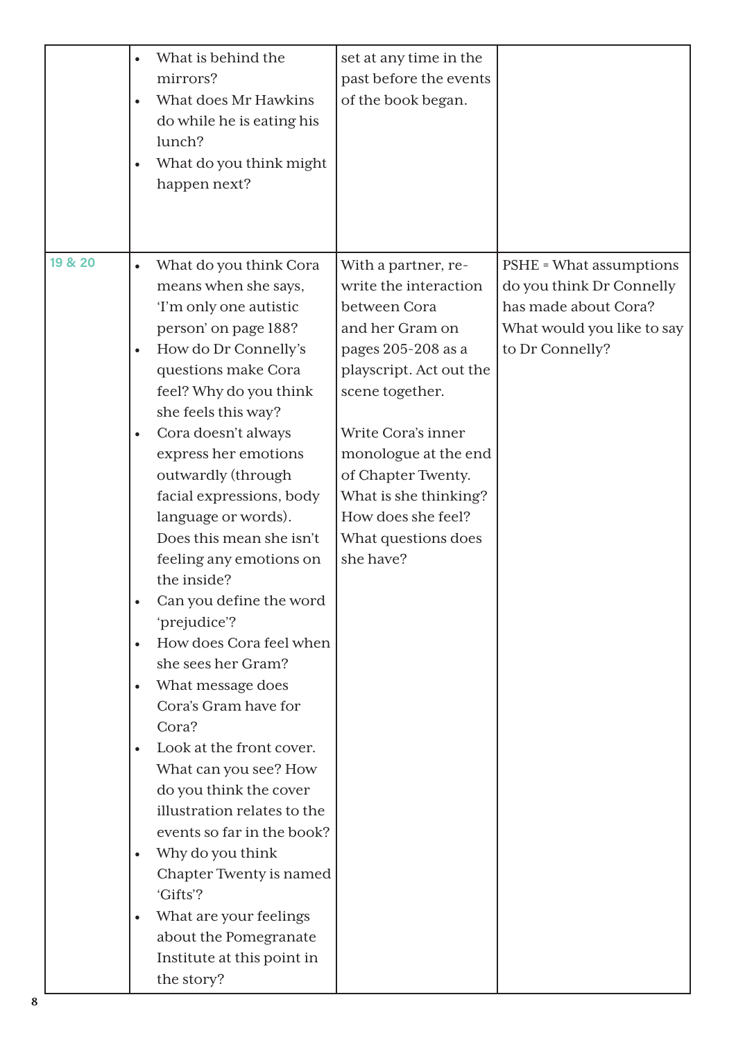| | | | |
|---|---|---|---|
| | • What is behind the mirrors?<br>• What does Mr Hawkins do while he is eating his lunch?<br>• What do you think might happen next? | set at any time in the past before the events of the book began. | |
| 19 & 20 | • What do you think Cora means when she says, 'I'm only one autistic person' on page 188?<br>• How do Dr Connelly's questions make Cora feel? Why do you think she feels this way?<br>• Cora doesn't always express her emotions outwardly (through facial expressions, body language or words). Does this mean she isn't feeling any emotions on the inside?<br>• Can you define the word 'prejudice'?<br>• How does Cora feel when she sees her Gram?<br>• What message does Cora's Gram have for Cora?<br>• Look at the front cover. What can you see? How do you think the cover illustration relates to the events so far in the book?<br>• Why do you think Chapter Twenty is named 'Gifts'?<br>• What are your feelings about the Pomegranate Institute at this point in the story? | With a partner, re-write the interaction between Cora and her Gram on pages 205-208 as a playscript. Act out the scene together.<br><br>Write Cora's inner monologue at the end of Chapter Twenty. What is she thinking? How does she feel? What questions does she have? | PSHE = What assumptions do you think Dr Connelly has made about Cora? What would you like to say to Dr Connelly? |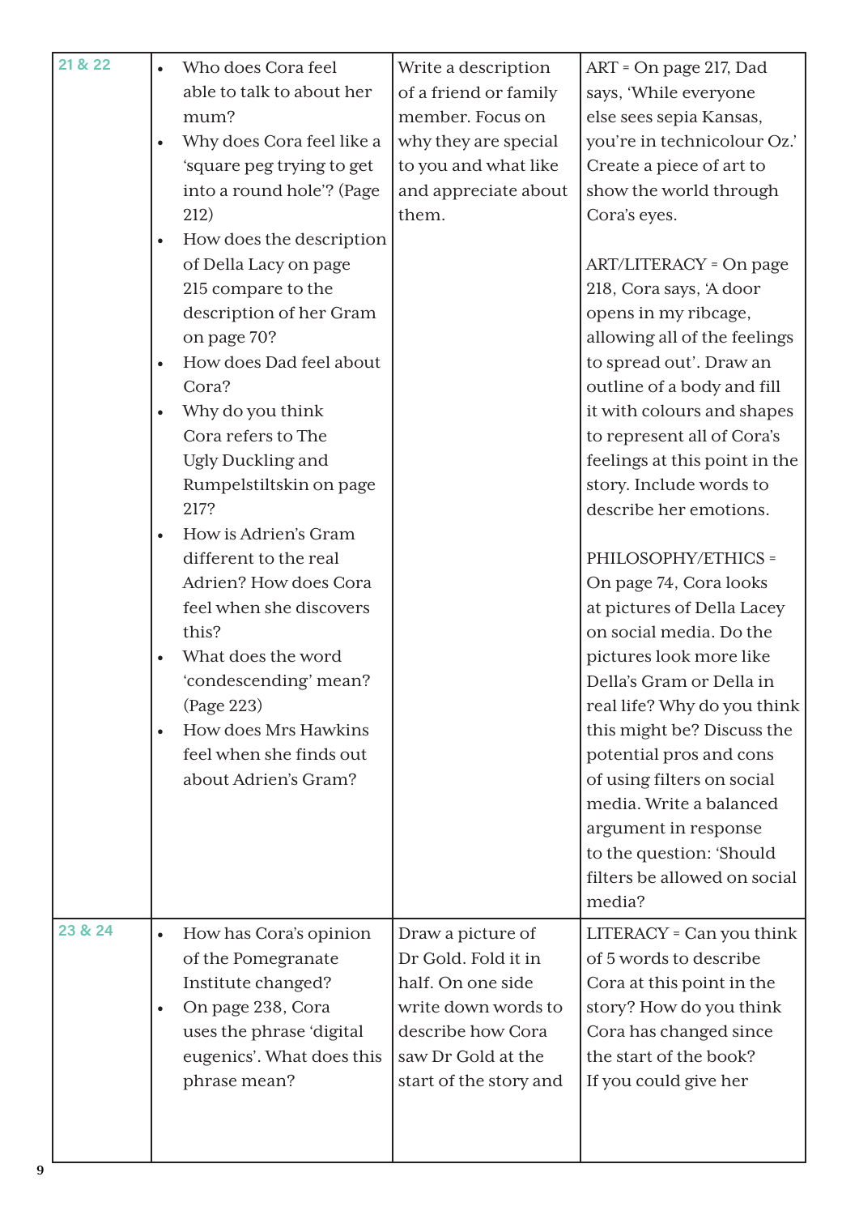| | | | |
|---|---|---|---|
| 21 & 22 | • Who does Cora feel able to talk to about her mum?<br>• Why does Cora feel like a 'square peg trying to get into a round hole'? (Page 212)<br>• How does the description of Della Lacy on page 215 compare to the description of her Gram on page 70?<br>• How does Dad feel about Cora?<br>• Why do you think Cora refers to The Ugly Duckling and Rumpelstiltskin on page 217?<br>• How is Adrien's Gram different to the real Adrien? How does Cora feel when she discovers this?<br>• What does the word 'condescending' mean? (Page 223)<br>• How does Mrs Hawkins feel when she finds out about Adrien's Gram? | Write a description of a friend or family member. Focus on why they are special to you and what like and appreciate about them. | ART = On page 217, Dad says, 'While everyone else sees sepia Kansas, you're in technicolour Oz.' Create a piece of art to show the world through Cora's eyes.<br><br>ART/LITERACY = On page 218, Cora says, 'A door opens in my ribcage, allowing all of the feelings to spread out'. Draw an outline of a body and fill it with colours and shapes to represent all of Cora's feelings at this point in the story. Include words to describe her emotions.<br><br>PHILOSOPHY/ETHICS = On page 74, Cora looks at pictures of Della Lacey on social media. Do the pictures look more like Della's Gram or Della in real life? Why do you think this might be? Discuss the potential pros and cons of using filters on social media. Write a balanced argument in response to the question: 'Should filters be allowed on social media? |
| 23 & 24 | • How has Cora's opinion of the Pomegranate Institute changed?<br>• On page 238, Cora uses the phrase 'digital eugenics'. What does this phrase mean? | Draw a picture of Dr Gold. Fold it in half. On one side write down words to describe how Cora saw Dr Gold at the start of the story and | LITERACY = Can you think of 5 words to describe Cora at this point in the story? How do you think Cora has changed since the start of the book? If you could give her |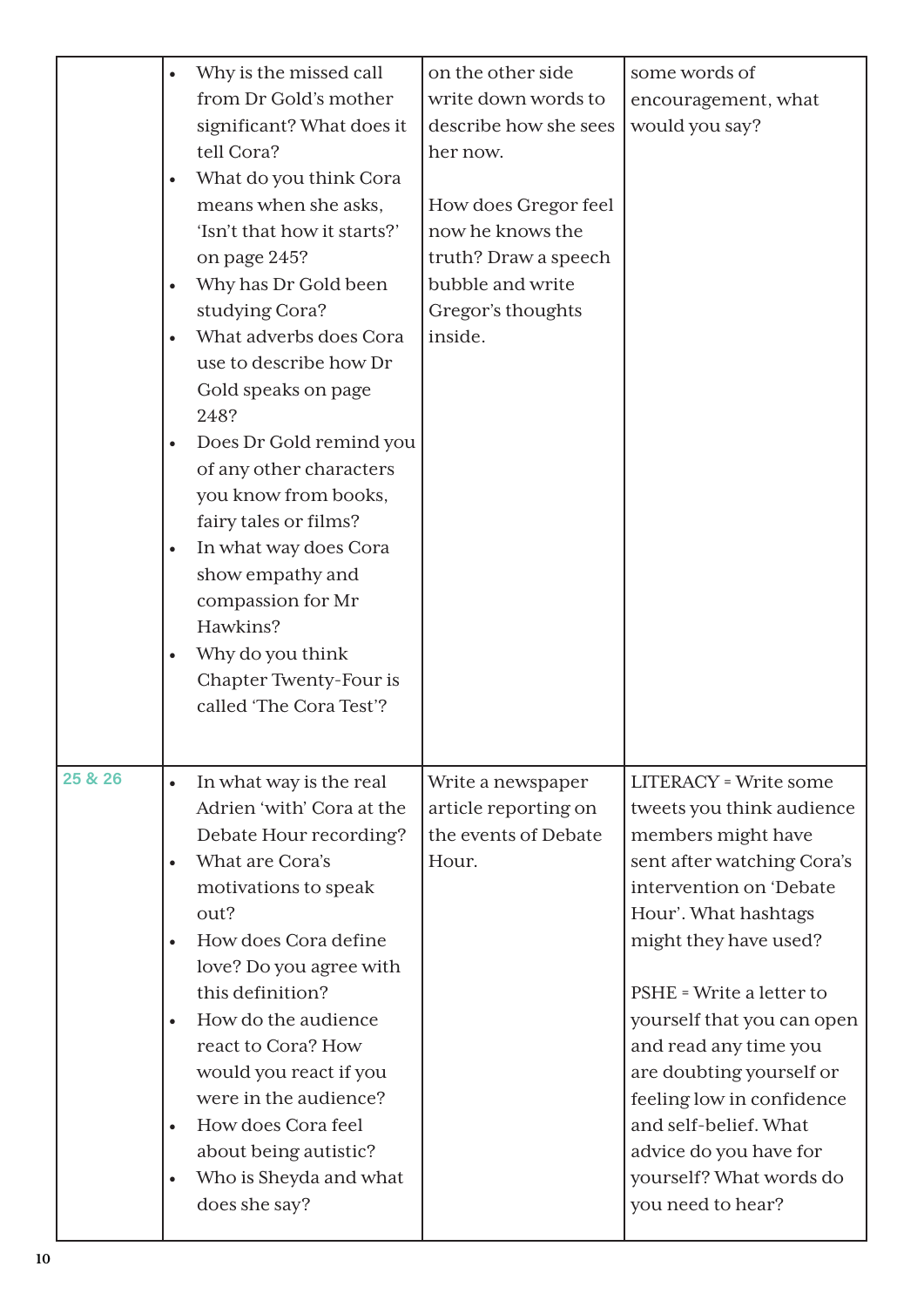| | | | |
|---|---|---|---|
| | • Why is the missed call from Dr Gold's mother significant? What does it tell Cora?<br>• What do you think Cora means when she asks, 'Isn't that how it starts?' on page 245?<br>• Why has Dr Gold been studying Cora?<br>• What adverbs does Cora use to describe how Dr Gold speaks on page 248?<br>• Does Dr Gold remind you of any other characters you know from books, fairy tales or films?<br>• In what way does Cora show empathy and compassion for Mr Hawkins?<br>• Why do you think Chapter Twenty-Four is called 'The Cora Test'? | on the other side write down words to describe how she sees her now.<br><br>How does Gregor feel now he knows the truth? Draw a speech bubble and write Gregor's thoughts inside. | some words of encouragement, what would you say? |
| 25 & 26 | • In what way is the real Adrien 'with' Cora at the Debate Hour recording?<br>• What are Cora's motivations to speak out?<br>• How does Cora define love? Do you agree with this definition?<br>• How do the audience react to Cora? How would you react if you were in the audience?<br>• How does Cora feel about being autistic?<br>• Who is Sheyda and what does she say? | Write a newspaper article reporting on the events of Debate Hour. | LITERACY = Write some tweets you think audience members might have sent after watching Cora's intervention on 'Debate Hour'. What hashtags might they have used?<br><br>PSHE = Write a letter to yourself that you can open and read any time you are doubting yourself or feeling low in confidence and self-belief. What advice do you have for yourself? What words do you need to hear? |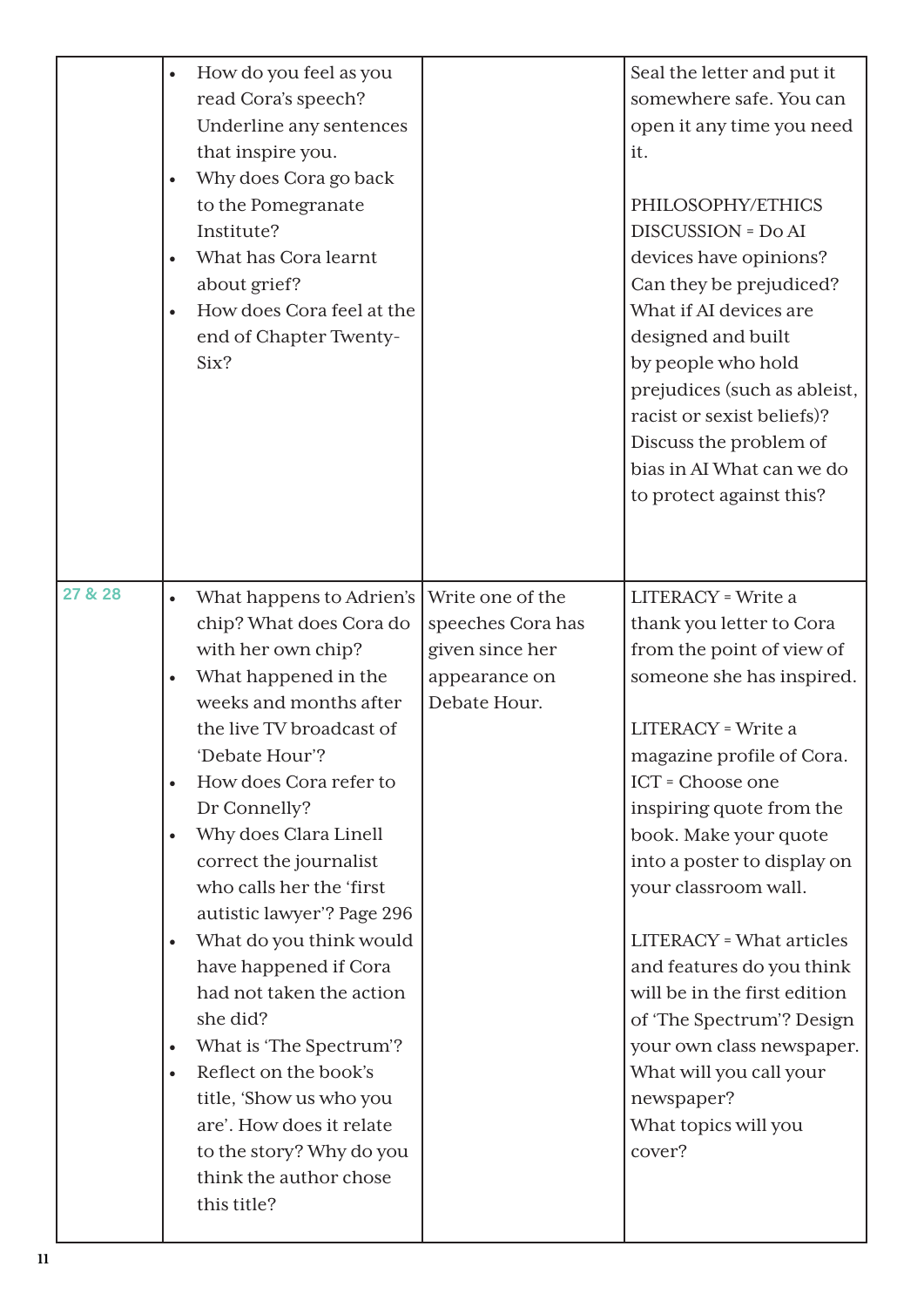| | | | |
|---|---|---|---|
| | • How do you feel as you read Cora's speech? Underline any sentences that inspire you.<br>• Why does Cora go back to the Pomegranate Institute?<br>• What has Cora learnt about grief?<br>• How does Cora feel at the end of Chapter Twenty-Six? | | Seal the letter and put it somewhere safe. You can open it any time you need it.<br><br>PHILOSOPHY/ETHICS DISCUSSION = Do AI devices have opinions? Can they be prejudiced? What if AI devices are designed and built by people who hold prejudices (such as ableist, racist or sexist beliefs)? Discuss the problem of bias in AI What can we do to protect against this? |
| 27 & 28 | • What happens to Adrien's chip? What does Cora do with her own chip?<br>• What happened in the weeks and months after the live TV broadcast of 'Debate Hour'?<br>• How does Cora refer to Dr Connelly?<br>• Why does Clara Linell correct the journalist who calls her the 'first autistic lawyer'? Page 296<br>• What do you think would have happened if Cora had not taken the action she did?<br>• What is 'The Spectrum'?<br>• Reflect on the book's title, 'Show us who you are'. How does it relate to the story? Why do you think the author chose this title? | Write one of the speeches Cora has given since her appearance on Debate Hour. | LITERACY = Write a thank you letter to Cora from the point of view of someone she has inspired.<br><br>LITERACY = Write a magazine profile of Cora.<br>ICT = Choose one inspiring quote from the book. Make your quote into a poster to display on your classroom wall.<br><br>LITERACY = What articles and features do you think will be in the first edition of 'The Spectrum'? Design your own class newspaper. What will you call your newspaper?<br>What topics will you cover? |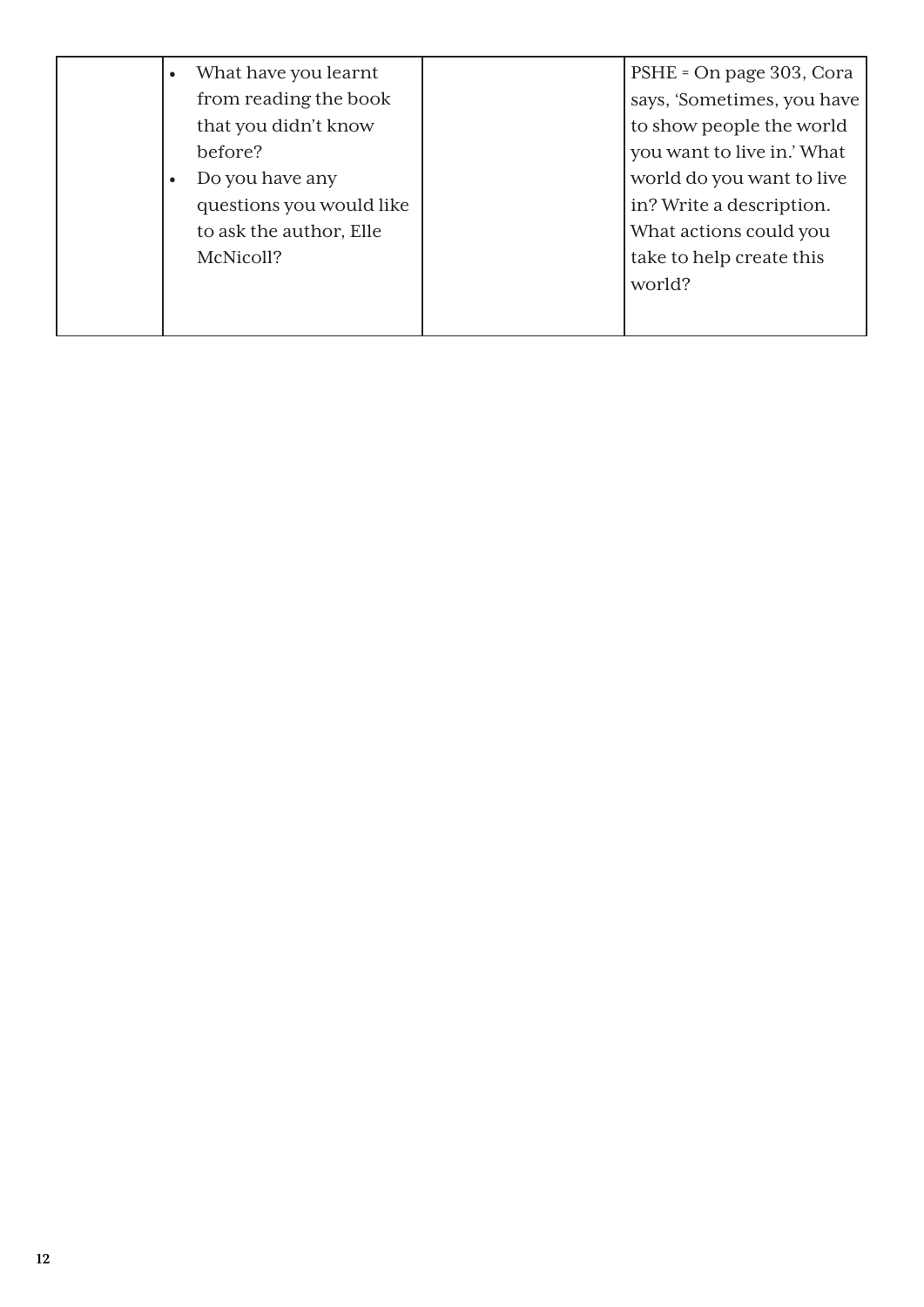| | | | |
|---|---|---|---|
| | • What have you learnt from reading the book that you didn't know before?<br>• Do you have any questions you would like to ask the author, Elle McNicoll? | | PSHE = On page 303, Cora says, 'Sometimes, you have to show people the world you want to live in.' What world do you want to live in? Write a description. What actions could you take to help create this world? |